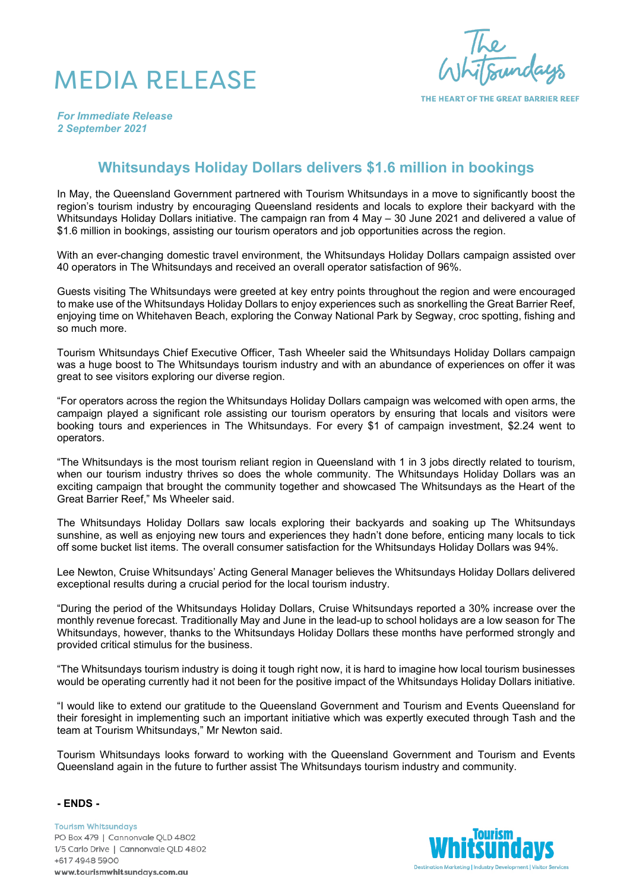# MEDIA RELEASE

*For Immediate Release*
*2 September 2021*

## Whitsundays Holiday Dollars delivers $1.6 million in bookings

In May, the Queensland Government partnered with Tourism Whitsundays in a move to significantly boost the region's tourism industry by encouraging Queensland residents and locals to explore their backyard with the Whitsundays Holiday Dollars initiative. The campaign ran from 4 May – 30 June 2021 and delivered a value of $1.6 million in bookings, assisting our tourism operators and job opportunities across the region.

With an ever-changing domestic travel environment, the Whitsundays Holiday Dollars campaign assisted over 40 operators in The Whitsundays and received an overall operator satisfaction of 96%.

Guests visiting The Whitsundays were greeted at key entry points throughout the region and were encouraged to make use of the Whitsundays Holiday Dollars to enjoy experiences such as snorkelling the Great Barrier Reef, enjoying time on Whitehaven Beach, exploring the Conway National Park by Segway, croc spotting, fishing and so much more.

Tourism Whitsundays Chief Executive Officer, Tash Wheeler said the Whitsundays Holiday Dollars campaign was a huge boost to The Whitsundays tourism industry and with an abundance of experiences on offer it was great to see visitors exploring our diverse region.

"For operators across the region the Whitsundays Holiday Dollars campaign was welcomed with open arms, the campaign played a significant role assisting our tourism operators by ensuring that locals and visitors were booking tours and experiences in The Whitsundays. For every $1 of campaign investment, $2.24 went to operators.

"The Whitsundays is the most tourism reliant region in Queensland with 1 in 3 jobs directly related to tourism, when our tourism industry thrives so does the whole community. The Whitsundays Holiday Dollars was an exciting campaign that brought the community together and showcased The Whitsundays as the Heart of the Great Barrier Reef," Ms Wheeler said.

The Whitsundays Holiday Dollars saw locals exploring their backyards and soaking up The Whitsundays sunshine, as well as enjoying new tours and experiences they hadn't done before, enticing many locals to tick off some bucket list items. The overall consumer satisfaction for the Whitsundays Holiday Dollars was 94%.

Lee Newton, Cruise Whitsundays' Acting General Manager believes the Whitsundays Holiday Dollars delivered exceptional results during a crucial period for the local tourism industry.

"During the period of the Whitsundays Holiday Dollars, Cruise Whitsundays reported a 30% increase over the monthly revenue forecast. Traditionally May and June in the lead-up to school holidays are a low season for The Whitsundays, however, thanks to the Whitsundays Holiday Dollars these months have performed strongly and provided critical stimulus for the business.

"The Whitsundays tourism industry is doing it tough right now, it is hard to imagine how local tourism businesses would be operating currently had it not been for the positive impact of the Whitsundays Holiday Dollars initiative.

"I would like to extend our gratitude to the Queensland Government and Tourism and Events Queensland for their foresight in implementing such an important initiative which was expertly executed through Tash and the team at Tourism Whitsundays," Mr Newton said.

Tourism Whitsundays looks forward to working with the Queensland Government and Tourism and Events Queensland again in the future to further assist The Whitsundays tourism industry and community.

**- ENDS -**

Tourism Whitsundays
PO Box 479 | Cannonvale QLD 4802
1/5 Carlo Drive | Cannonvale QLD 4802
+617 4948 5900
**www.tourismwhitsundays.com.au**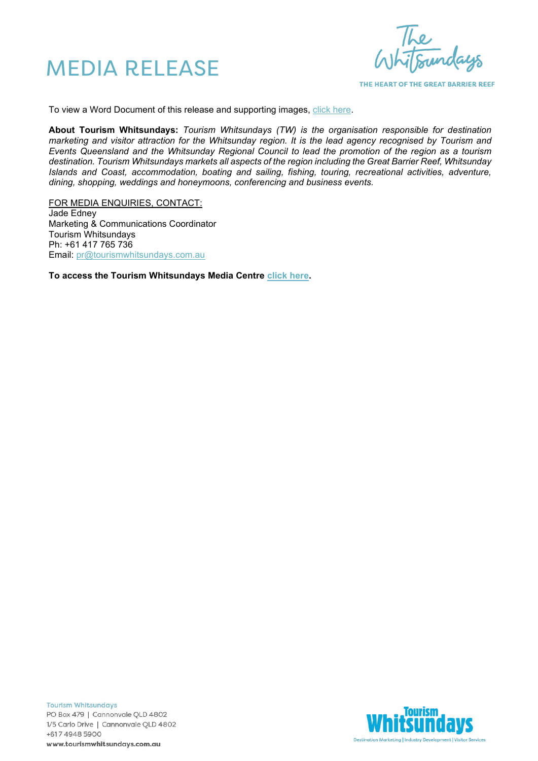To view a Word Document of this release and supporting images, [click here](#).

**About Tourism Whitsundays:** *Tourism Whitsundays (TW) is the organisation responsible for destination marketing and visitor attraction for the Whitsunday region. It is the lead agency recognised by Tourism and Events Queensland and the Whitsunday Regional Council to lead the promotion of the region as a tourism destination. Tourism Whitsundays markets all aspects of the region including the Great Barrier Reef, Whitsunday Islands and Coast, accommodation, boating and sailing, fishing, touring, recreational activities, adventure, dining, shopping, weddings and honeymoons, conferencing and business events.*

<u>FOR MEDIA ENQUIRIES, CONTACT:</u>
Jade Edney
Marketing & Communications Coordinator
Tourism Whitsundays
Ph: +61 417 765 736
Email: pr@tourismwhitsundays.com.au

**To access the Tourism Whitsundays Media Centre [click here](#).**